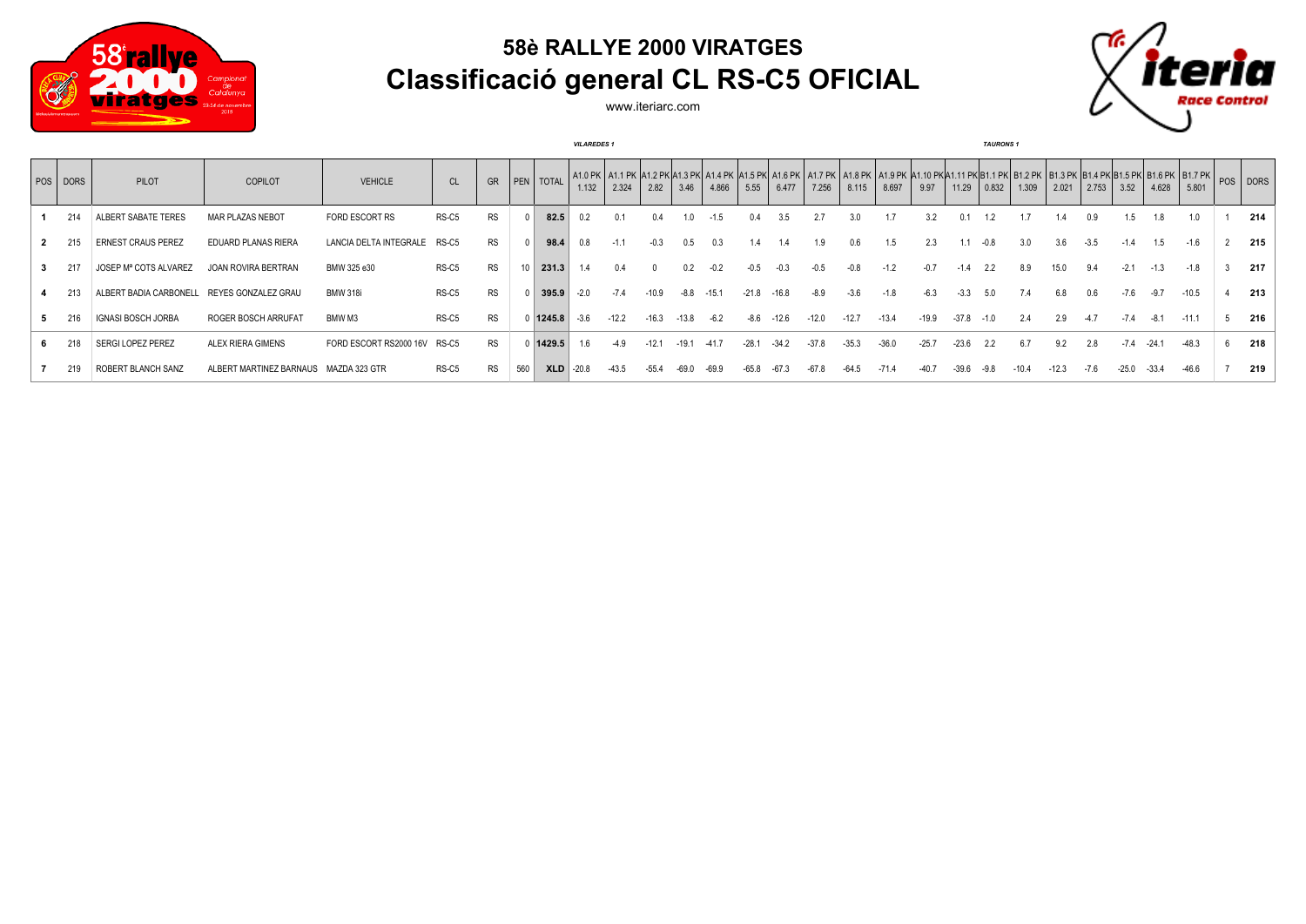# 58è RALLYE 2000 VIRATGES

## Classificació general CL RS-C5 OFICIAL

www.iteriarc.com

*VILAREDES 1* *TAURONS 1*

| POS | DORS | PILOT | COPILOT | VEHICLE | CL | GR | PEN | TOTAL | A1.0 PK 1.132 | A1.1 PK 2.324 | A1.2 PK 2.82 | A1.3 PK 3.46 | A1.4 PK 4.866 | A1.5 PK 5.55 | A1.6 PK 6.477 | A1.7 PK 7.256 | A1.8 PK 8.115 | A1.9 PK 8.697 | A1.10 PK 9.97 | A1.11 PK 11.29 | B1.1 PK 0.832 | B1.2 PK 1.309 | B1.3 PK 2.021 | B1.4 PK 2.753 | B1.5 PK 3.52 | B1.6 PK 4.628 | B1.7 PK 5.801 | POS | DORS |
|---|---|---|---|---|---|---|---|---|---|---|---|---|---|---|---|---|---|---|---|---|---|---|---|---|---|---|---|---|---|
| **1** | 214 | ALBERT SABATE TERES | MAR PLAZAS NEBOT | FORD ESCORT RS | RS-C5 | RS | 0 | **82.5** | 0.2 | 0.1 | 0.4 | 1.0 | -1.5 | 0.4 | 3.5 | 2.7 | 3.0 | 1.7 | 3.2 | 0.1 | 1.2 | 1.7 | 1.4 | 0.9 | 1.5 | 1.8 | 1.0 | 1 | **214** |
| **2** | 215 | ERNEST CRAUS PEREZ | EDUARD PLANAS RIERA | LANCIA DELTA INTEGRALE | RS-C5 | RS | 0 | **98.4** | 0.8 | -1.1 | -0.3 | 0.5 | 0.3 | 1.4 | 1.4 | 1.9 | 0.6 | 1.5 | 2.3 | 1.1 | -0.8 | 3.0 | 3.6 | -3.5 | -1.4 | 1.5 | -1.6 | 2 | **215** |
| **3** | 217 | JOSEP Mª COTS ALVAREZ | JOAN ROVIRA BERTRAN | BMW 325 e30 | RS-C5 | RS | 10 | **231.3** | 1.4 | 0.4 | 0 | 0.2 | -0.2 | -0.5 | -0.3 | -0.5 | -0.8 | -1.2 | -0.7 | -1.4 | 2.2 | 8.9 | 15.0 | 9.4 | -2.1 | -1.3 | -1.8 | 3 | **217** |
| **4** | 213 | ALBERT BADIA CARBONELL | REYES GONZALEZ GRAU | BMW 318i | RS-C5 | RS | 0 | **395.9** | -2.0 | -7.4 | -10.9 | -8.8 | -15.1 | -21.8 | -16.8 | -8.9 | -3.6 | -1.8 | -6.3 | -3.3 | 5.0 | 7.4 | 6.8 | 0.6 | -7.6 | -9.7 | -10.5 | 4 | **213** |
| **5** | 216 | IGNASI BOSCH JORBA | ROGER BOSCH ARRUFAT | BMW M3 | RS-C5 | RS | 0 | **1245.8** | -3.6 | -12.2 | -16.3 | -13.8 | -6.2 | -8.6 | -12.6 | -12.0 | -12.7 | -13.4 | -19.9 | -37.8 | -1.0 | 2.4 | 2.9 | -4.7 | -7.4 | -8.1 | -11.1 | 5 | **216** |
| **6** | 218 | SERGI LOPEZ PEREZ | ALEX RIERA GIMENS | FORD ESCORT RS2000 16V | RS-C5 | RS | 0 | **1429.5** | 1.6 | -4.9 | -12.1 | -19.1 | -41.7 | -28.1 | -34.2 | -37.8 | -35.3 | -36.0 | -25.7 | -23.6 | 2.2 | 6.7 | 9.2 | 2.8 | -7.4 | -24.1 | -48.3 | 6 | **218** |
| **7** | 219 | ROBERT BLANCH SANZ | ALBERT MARTINEZ BARNAUS | MAZDA 323 GTR | RS-C5 | RS | 560 | **XLD** | -20.8 | -43.5 | -55.4 | -69.0 | -69.9 | -65.8 | -67.3 | -67.8 | -64.5 | -71.4 | -40.7 | -39.6 | -9.8 | -10.4 | -12.3 | -7.6 | -25.0 | -33.4 | -46.6 | 7 | **219** |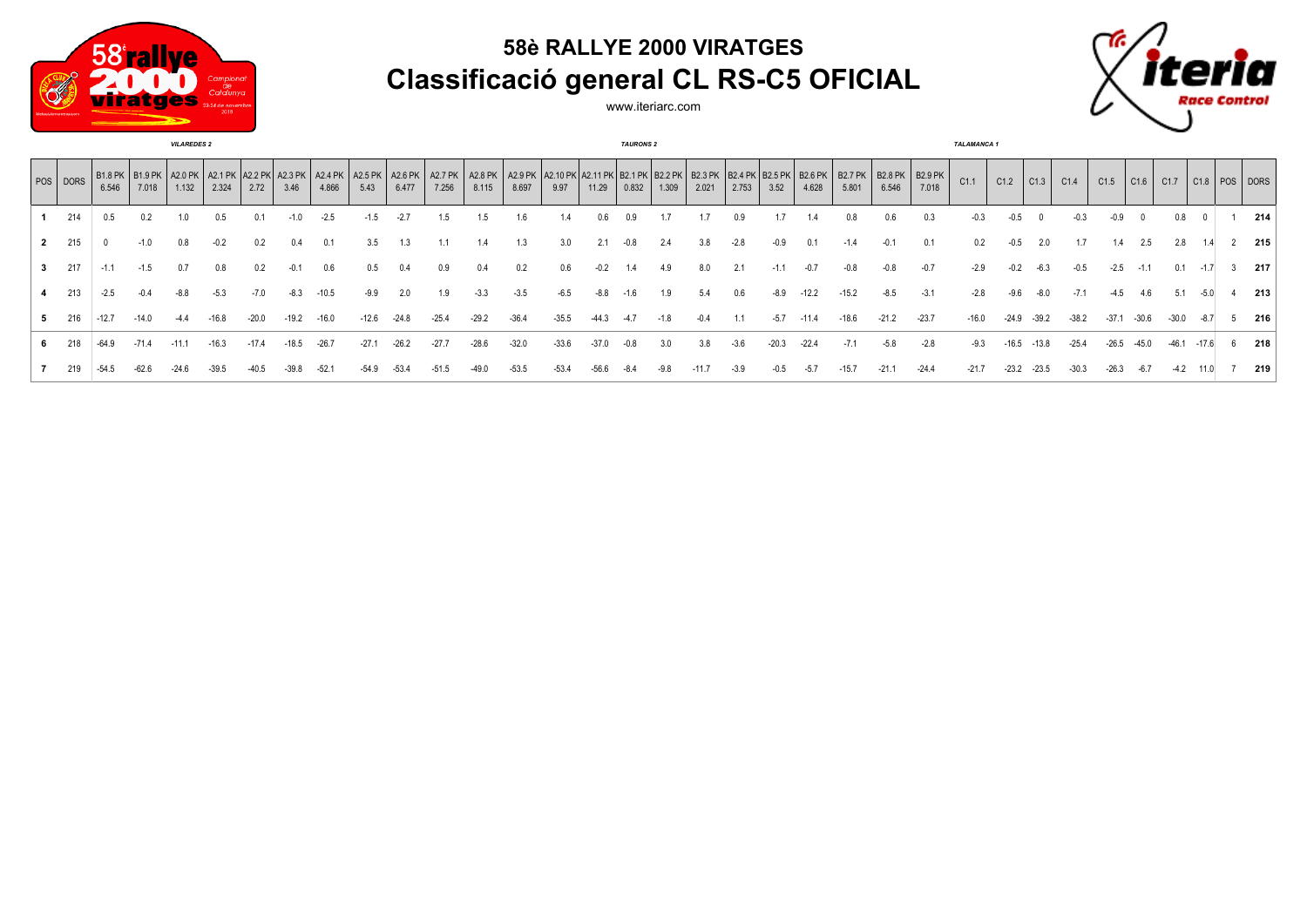# 58è RALLYE 2000 VIRATGES

## Classificació general CL RS-C5 OFICIAL

www.iteriarc.com

*VILAREDES 2* — *TAURONS 2* — *TALAMANCA 1*

| POS | DORS | B1.8 PK 6.546 | B1.9 PK 7.018 | A2.0 PK 1.132 | A2.1 PK 2.324 | A2.2 PK 2.72 | A2.3 PK 3.46 | A2.4 PK 4.866 | A2.5 PK 5.43 | A2.6 PK 6.477 | A2.7 PK 7.256 | A2.8 PK 8.115 | A2.9 PK 8.697 | A2.10 PK 9.97 | A2.11 PK 11.29 | B2.1 PK 0.832 | B2.2 PK 1.309 | B2.3 PK 2.021 | B2.4 PK 2.753 | B2.5 PK 3.52 | B2.6 PK 4.628 | B2.7 PK 5.801 | B2.8 PK 6.546 | B2.9 PK 7.018 | C1.1 | C1.2 | C1.3 | C1.4 | C1.5 | C1.6 | C1.7 | C1.8 | POS | DORS |
|---|---|---|---|---|---|---|---|---|---|---|---|---|---|---|---|---|---|---|---|---|---|---|---|---|---|---|---|---|---|---|---|---|---|---|
| **1** | 214 | 0.5 | 0.2 | 1.0 | 0.5 | 0.1 | -1.0 | -2.5 | -1.5 | -2.7 | 1.5 | 1.5 | 1.6 | 1.4 | 0.6 | 0.9 | 1.7 | 1.7 | 0.9 | 1.7 | 1.4 | 0.8 | 0.6 | 0.3 | -0.3 | -0.5 | 0 | -0.3 | -0.9 | 0 | 0.8 | 0 | 1 | **214** |
| **2** | 215 | 0 | -1.0 | 0.8 | -0.2 | 0.2 | 0.4 | 0.1 | 3.5 | 1.3 | 1.1 | 1.4 | 1.3 | 3.0 | 2.1 | -0.8 | 2.4 | 3.8 | -2.8 | -0.9 | 0.1 | -1.4 | -0.1 | 0.1 | 0.2 | -0.5 | 2.0 | 1.7 | 1.4 | 2.5 | 2.8 | 1.4 | 2 | **215** |
| **3** | 217 | -1.1 | -1.5 | 0.7 | 0.8 | 0.2 | -0.1 | 0.6 | 0.5 | 0.4 | 0.9 | 0.4 | 0.2 | 0.6 | -0.2 | 1.4 | 4.9 | 8.0 | 2.1 | -1.1 | -0.7 | -0.8 | -0.8 | -0.7 | -2.9 | -0.2 | -6.3 | -0.5 | -2.5 | -1.1 | 0.1 | -1.7 | 3 | **217** |
| **4** | 213 | -2.5 | -0.4 | -8.8 | -5.3 | -7.0 | -8.3 | -10.5 | -9.9 | 2.0 | 1.9 | -3.3 | -3.5 | -6.5 | -8.8 | -1.6 | 1.9 | 5.4 | 0.6 | -8.9 | -12.2 | -15.2 | -8.5 | -3.1 | -2.8 | -9.6 | -8.0 | -7.1 | -4.5 | 4.6 | 5.1 | -5.0 | 4 | **213** |
| **5** | 216 | -12.7 | -14.0 | -4.4 | -16.8 | -20.0 | -19.2 | -16.0 | -12.6 | -24.8 | -25.4 | -29.2 | -36.4 | -35.5 | -44.3 | -4.7 | -1.8 | -0.4 | 1.1 | -5.7 | -11.4 | -18.6 | -21.2 | -23.7 | -16.0 | -24.9 | -39.2 | -38.2 | -37.1 | -30.6 | -30.0 | -8.7 | 5 | **216** |
| **6** | 218 | -64.9 | -71.4 | -11.1 | -16.3 | -17.4 | -18.5 | -26.7 | -27.1 | -26.2 | -27.7 | -28.6 | -32.0 | -33.6 | -37.0 | -0.8 | 3.0 | 3.8 | -3.6 | -20.3 | -22.4 | -7.1 | -5.8 | -2.8 | -9.3 | -16.5 | -13.8 | -25.4 | -26.5 | -45.0 | -46.1 | -17.6 | 6 | **218** |
| **7** | 219 | -54.5 | -62.6 | -24.6 | -39.5 | -40.5 | -39.8 | -52.1 | -54.9 | -53.4 | -51.5 | -49.0 | -53.5 | -53.4 | -56.6 | -8.4 | -9.8 | -11.7 | -3.9 | -0.5 | -5.7 | -15.7 | -21.1 | -24.4 | -21.7 | -23.2 | -23.5 | -30.3 | -26.3 | -6.7 | -4.2 | 11.0 | 7 | **219** |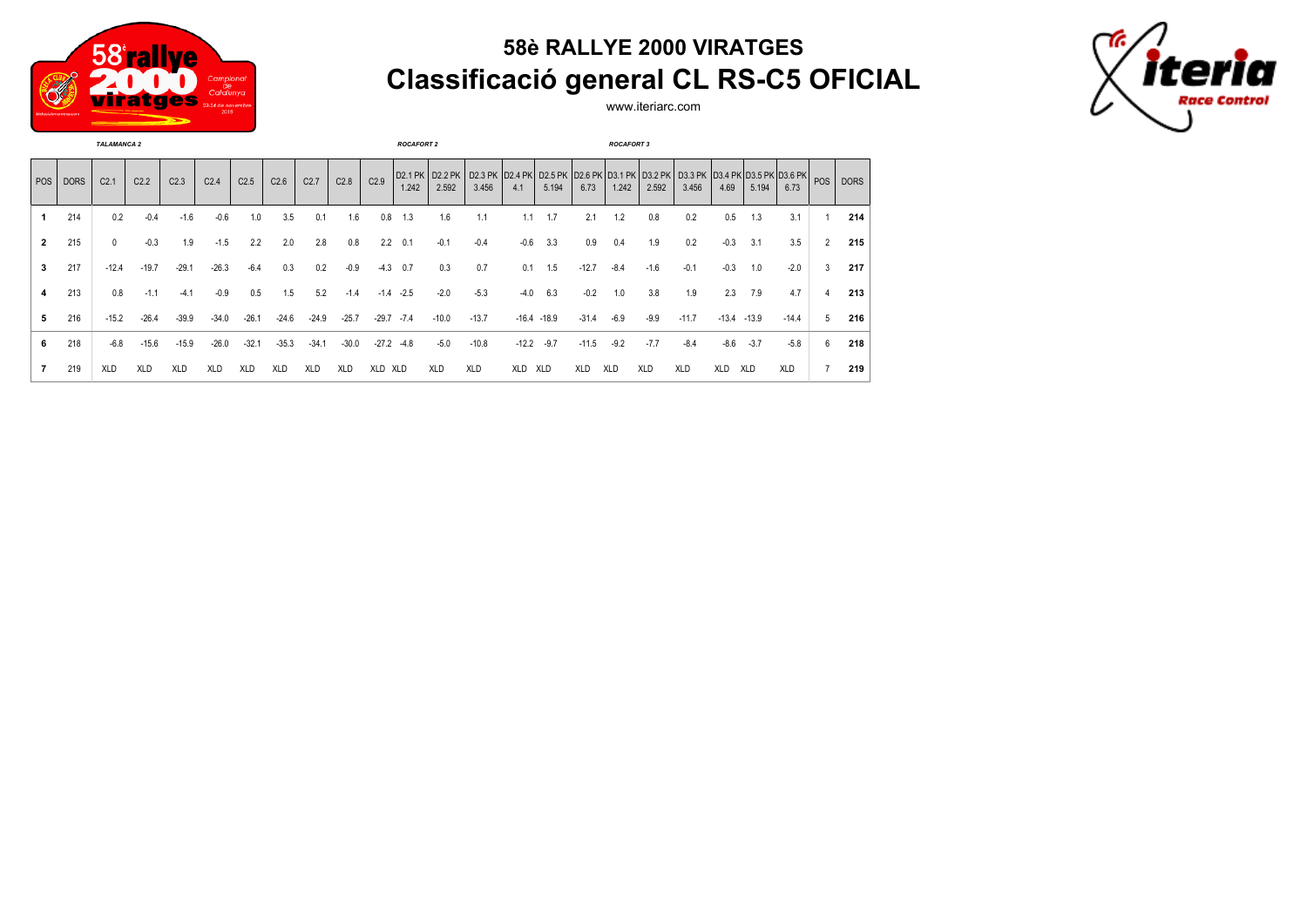# 58è RALLYE 2000 VIRATGES

## Classificació general CL RS-C5 OFICIAL

www.iteriarc.com

| | | TALAMANCA 2 | | | | | | | | | ROCAFORT 2 | | | | | | ROCAFORT 3 | | | | | | | |
|---|---|---|---|---|---|---|---|---|---|---|---|---|---|---|---|---|---|---|---|---|---|---|---|---|
| POS | DORS | C2.1 | C2.2 | C2.3 | C2.4 | C2.5 | C2.6 | C2.7 | C2.8 | C2.9 | D2.1 PK 1.242 | D2.2 PK 2.592 | D2.3 PK 3.456 | D2.4 PK 4.1 | D2.5 PK 5.194 | D2.6 PK 6.73 | D3.1 PK 1.242 | D3.2 PK 2.592 | D3.3 PK 3.456 | D3.4 PK 4.69 | D3.5 PK 5.194 | D3.6 PK 6.73 | POS | DORS |
| **1** | 214 | 0.2 | -0.4 | -1.6 | -0.6 | 1.0 | 3.5 | 0.1 | 1.6 | 0.8 | 1.3 | 1.6 | 1.1 | 1.1 | 1.7 | 2.1 | 1.2 | 0.8 | 0.2 | 0.5 | 1.3 | 3.1 | 1 | **214** |
| **2** | 215 | 0 | -0.3 | 1.9 | -1.5 | 2.2 | 2.0 | 2.8 | 0.8 | 2.2 | 0.1 | -0.1 | -0.4 | -0.6 | 3.3 | 0.9 | 0.4 | 1.9 | 0.2 | -0.3 | 3.1 | 3.5 | 2 | **215** |
| **3** | 217 | -12.4 | -19.7 | -29.1 | -26.3 | -6.4 | 0.3 | 0.2 | -0.9 | -4.3 | 0.7 | 0.3 | 0.7 | 0.1 | 1.5 | -12.7 | -8.4 | -1.6 | -0.1 | -0.3 | 1.0 | -2.0 | 3 | **217** |
| **4** | 213 | 0.8 | -1.1 | -4.1 | -0.9 | 0.5 | 1.5 | 5.2 | -1.4 | -1.4 | -2.5 | -2.0 | -5.3 | -4.0 | 6.3 | -0.2 | 1.0 | 3.8 | 1.9 | 2.3 | 7.9 | 4.7 | 4 | **213** |
| **5** | 216 | -15.2 | -26.4 | -39.9 | -34.0 | -26.1 | -24.6 | -24.9 | -25.7 | -29.7 | -7.4 | -10.0 | -13.7 | -16.4 | -18.9 | -31.4 | -6.9 | -9.9 | -11.7 | -13.4 | -13.9 | -14.4 | 5 | **216** |
| **6** | 218 | -6.8 | -15.6 | -15.9 | -26.0 | -32.1 | -35.3 | -34.1 | -30.0 | -27.2 | -4.8 | -5.0 | -10.8 | -12.2 | -9.7 | -11.5 | -9.2 | -7.7 | -8.4 | -8.6 | -3.7 | -5.8 | 6 | **218** |
| **7** | 219 | XLD | XLD | XLD | XLD | XLD | XLD | XLD | XLD | XLD | XLD | XLD | XLD | XLD | XLD | XLD | XLD | XLD | XLD | XLD | XLD | XLD | 7 | **219** |